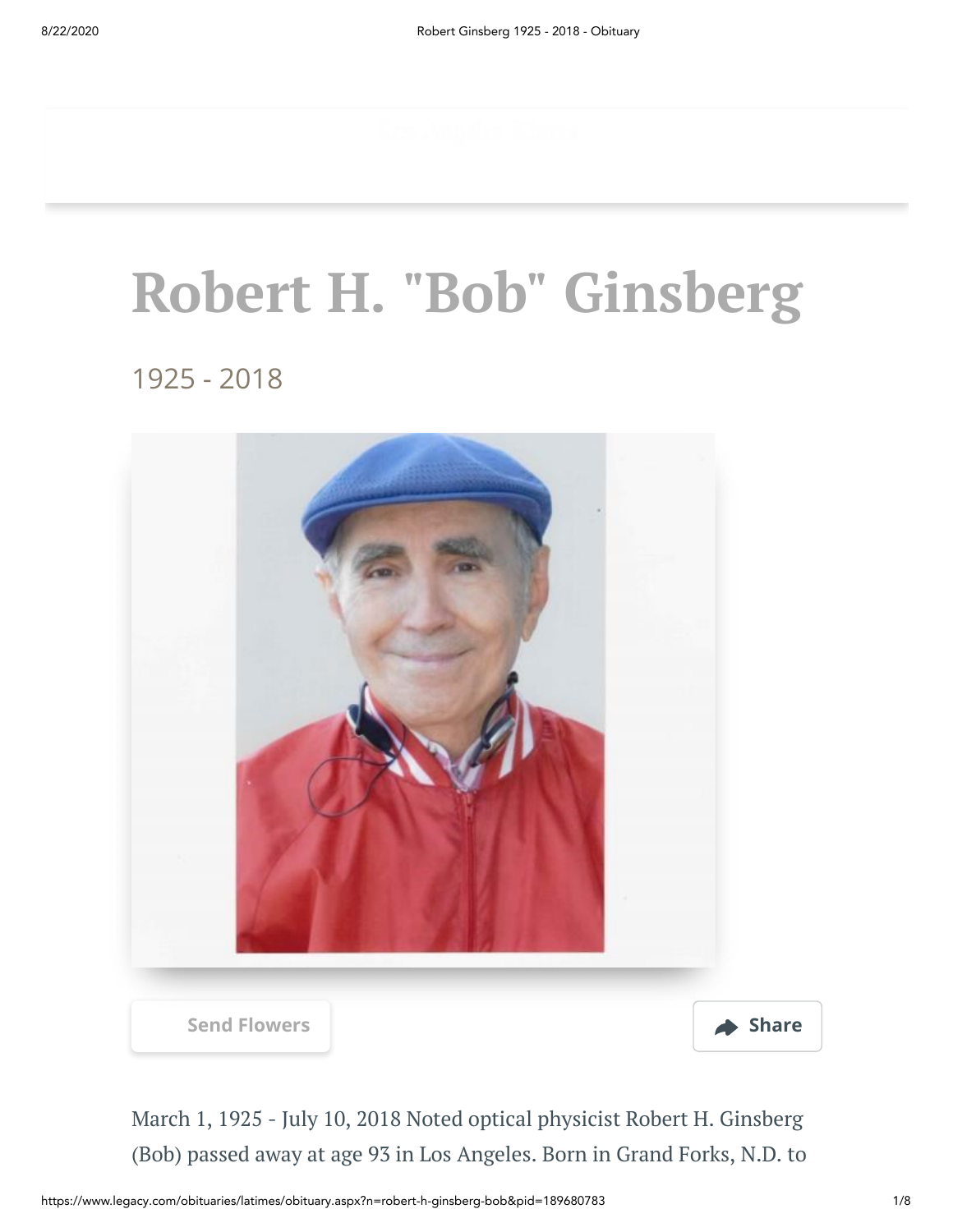# Robert H. "Bob" Ginsberg

1925 - 2018

Send Flowers

Share

March 1, 1925 - July 10, 2018 Noted optical physicist Robert H. Ginsberg (Bob) passed away at age 93 in Los Angeles. Born in Grand Forks, N.D. to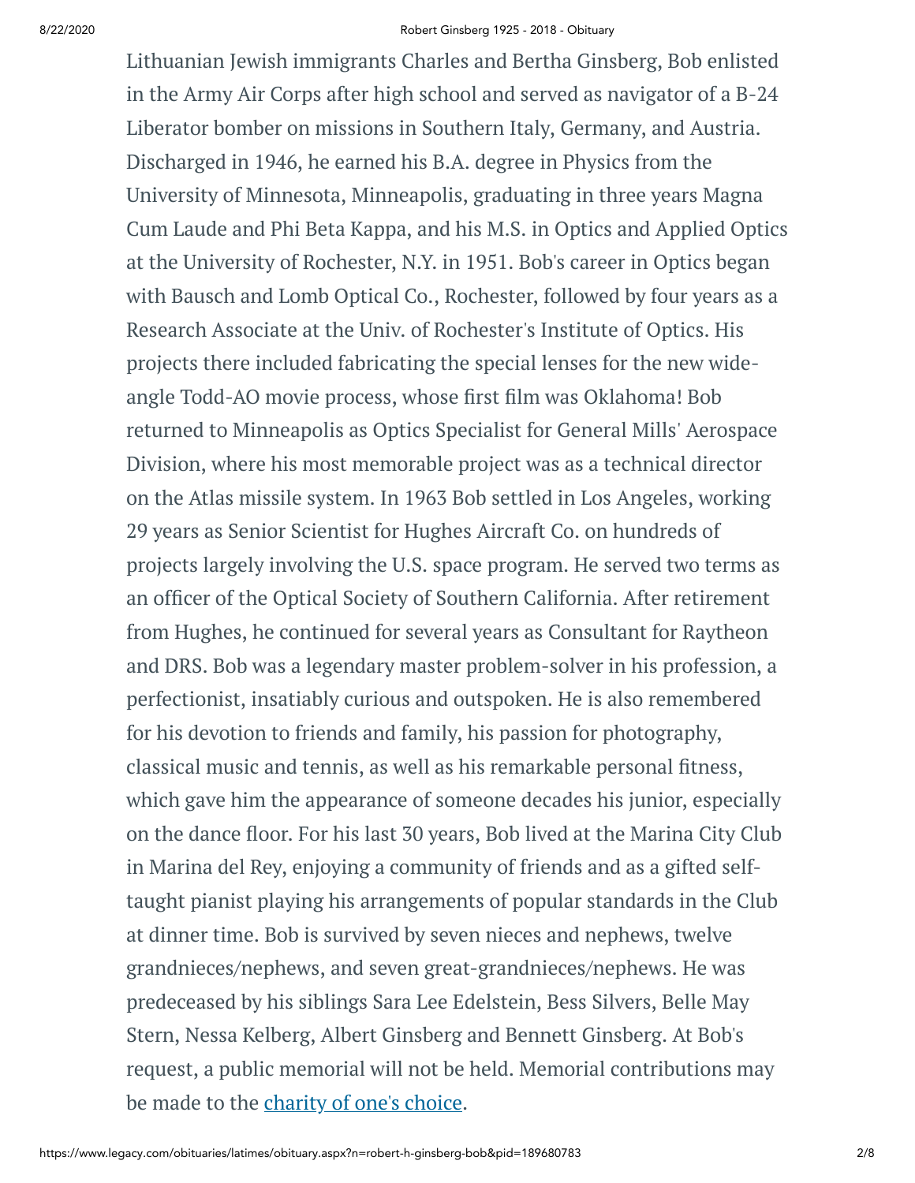Lithuanian Jewish immigrants Charles and Bertha Ginsberg, Bob enlisted in the Army Air Corps after high school and served as navigator of a B-24 Liberator bomber on missions in Southern Italy, Germany, and Austria. Discharged in 1946, he earned his B.A. degree in Physics from the University of Minnesota, Minneapolis, graduating in three years Magna Cum Laude and Phi Beta Kappa, and his M.S. in Optics and Applied Optics at the University of Rochester, N.Y. in 1951. Bob's career in Optics began with Bausch and Lomb Optical Co., Rochester, followed by four years as a Research Associate at the Univ. of Rochester's Institute of Optics. His projects there included fabricating the special lenses for the new wide-angle Todd-AO movie process, whose first film was Oklahoma! Bob returned to Minneapolis as Optics Specialist for General Mills' Aerospace Division, where his most memorable project was as a technical director on the Atlas missile system. In 1963 Bob settled in Los Angeles, working 29 years as Senior Scientist for Hughes Aircraft Co. on hundreds of projects largely involving the U.S. space program. He served two terms as an officer of the Optical Society of Southern California. After retirement from Hughes, he continued for several years as Consultant for Raytheon and DRS. Bob was a legendary master problem-solver in his profession, a perfectionist, insatiably curious and outspoken. He is also remembered for his devotion to friends and family, his passion for photography, classical music and tennis, as well as his remarkable personal fitness, which gave him the appearance of someone decades his junior, especially on the dance floor. For his last 30 years, Bob lived at the Marina City Club in Marina del Rey, enjoying a community of friends and as a gifted self-taught pianist playing his arrangements of popular standards in the Club at dinner time. Bob is survived by seven nieces and nephews, twelve grandnieces/nephews, and seven great-grandnieces/nephews. He was predeceased by his siblings Sara Lee Edelstein, Bess Silvers, Belle May Stern, Nessa Kelberg, Albert Ginsberg and Bennett Ginsberg. At Bob's request, a public memorial will not be held. Memorial contributions may be made to the charity of one's choice.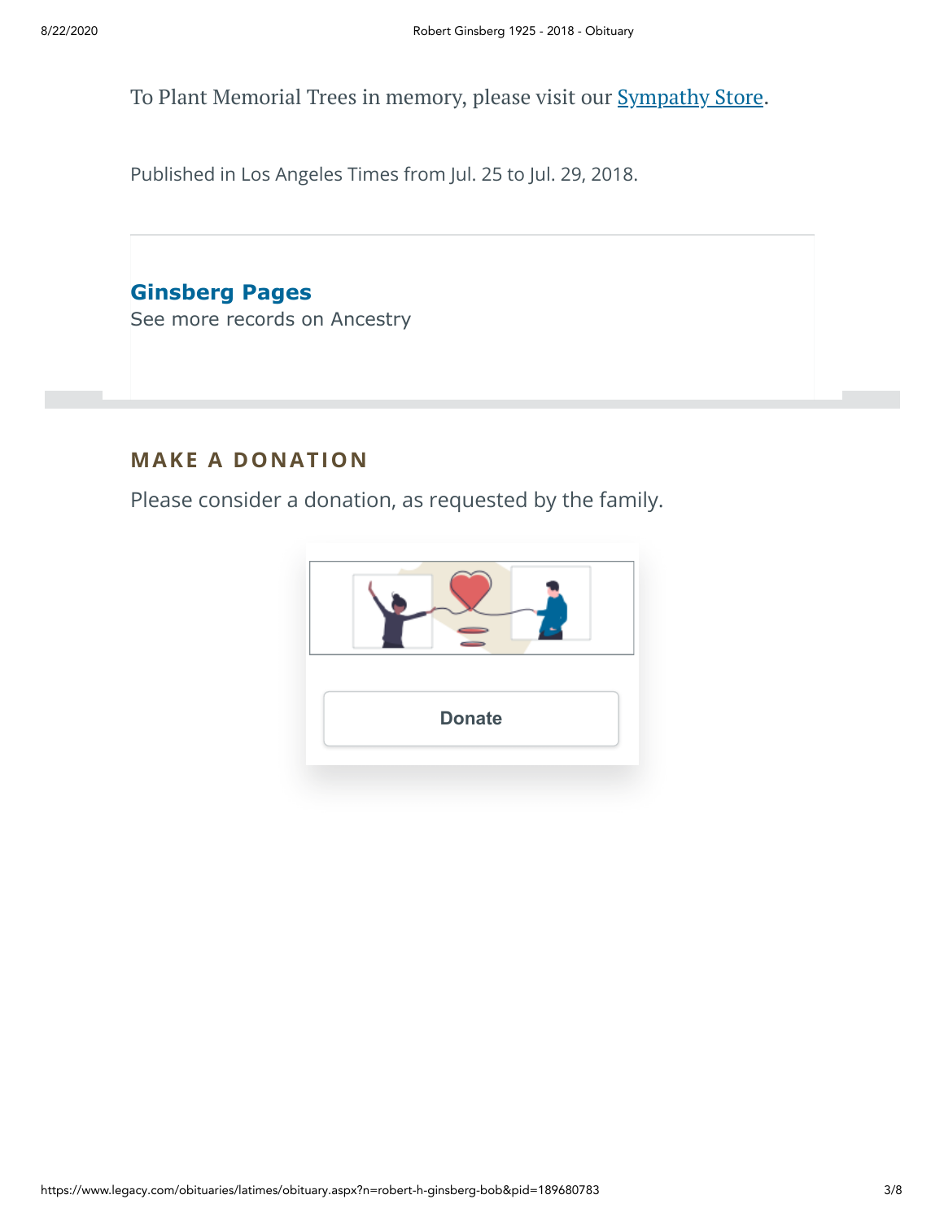To Plant Memorial Trees in memory, please visit our Sympathy Store.

Published in Los Angeles Times from Jul. 25 to Jul. 29, 2018.

**Ginsberg Pages**
See more records on Ancestry

## MAKE A DONATION

Please consider a donation, as requested by the family.

Donate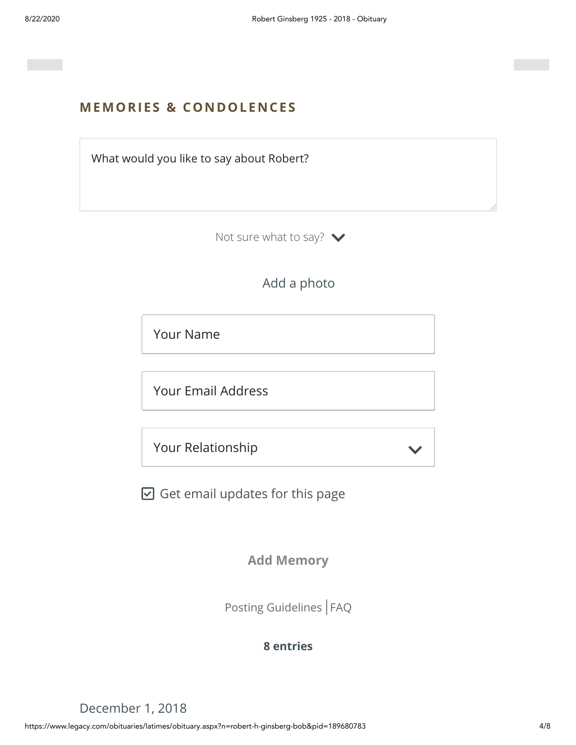## MEMORIES & CONDOLENCES

What would you like to say about Robert?

Not sure what to say?

Add a photo

Your Name

Your Email Address

Your Relationship

☑ Get email updates for this page

**Add Memory**

Posting Guidelines | FAQ

**8 entries**

December 1, 2018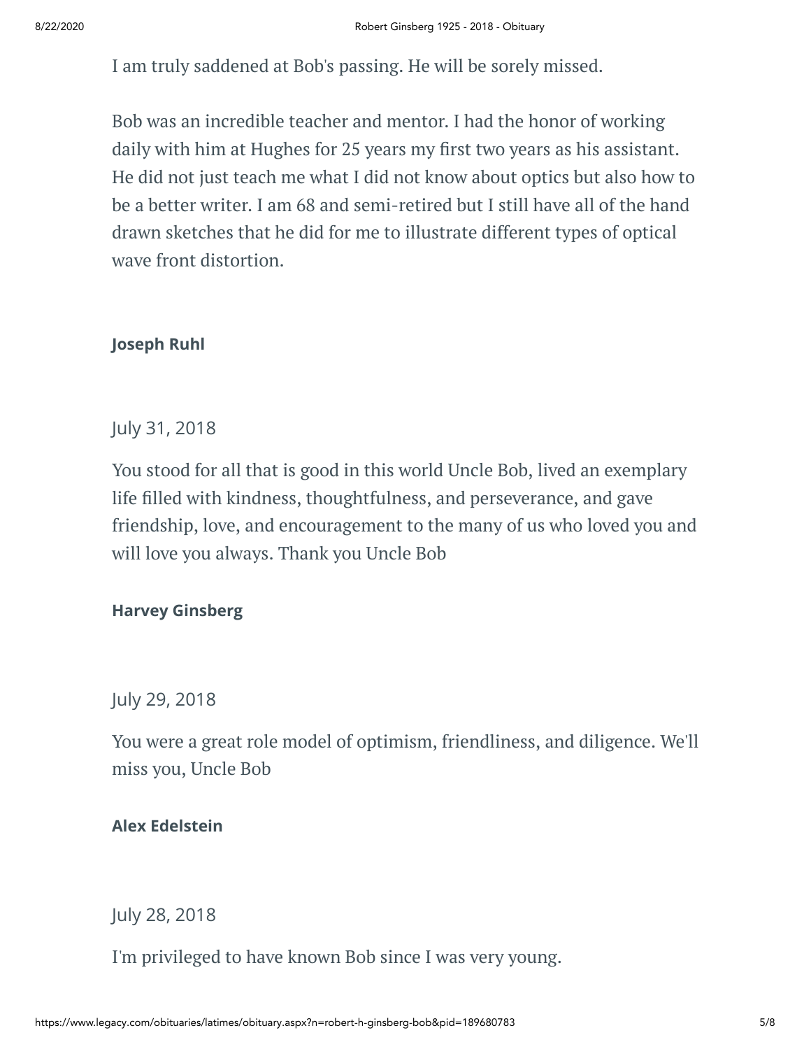I am truly saddened at Bob's passing. He will be sorely missed.

Bob was an incredible teacher and mentor. I had the honor of working daily with him at Hughes for 25 years my first two years as his assistant. He did not just teach me what I did not know about optics but also how to be a better writer. I am 68 and semi-retired but I still have all of the hand drawn sketches that he did for me to illustrate different types of optical wave front distortion.

**Joseph Ruhl**

July 31, 2018

You stood for all that is good in this world Uncle Bob, lived an exemplary life filled with kindness, thoughtfulness, and perseverance, and gave friendship, love, and encouragement to the many of us who loved you and will love you always. Thank you Uncle Bob

**Harvey Ginsberg**

July 29, 2018

You were a great role model of optimism, friendliness, and diligence. We'll miss you, Uncle Bob

**Alex Edelstein**

July 28, 2018

I'm privileged to have known Bob since I was very young.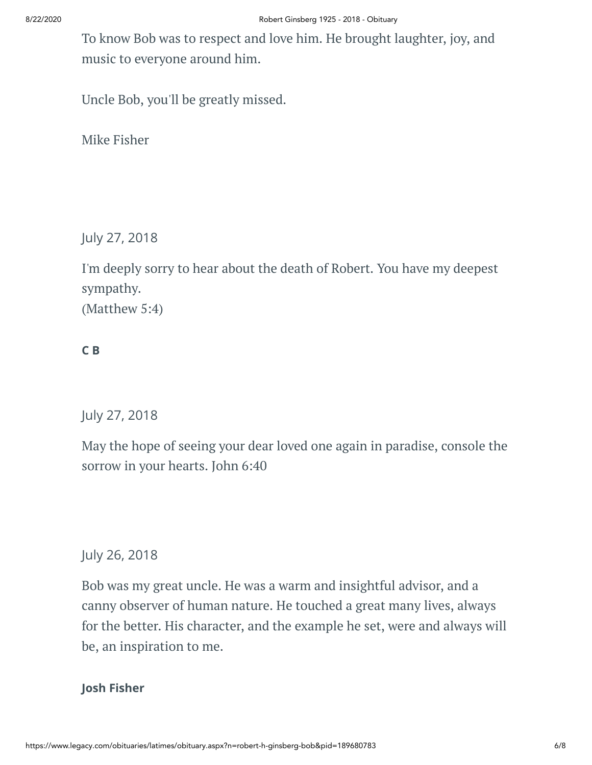To know Bob was to respect and love him. He brought laughter, joy, and music to everyone around him.

Uncle Bob, you'll be greatly missed.

Mike Fisher

July 27, 2018

I'm deeply sorry to hear about the death of Robert. You have my deepest sympathy.
(Matthew 5:4)

**C B**

July 27, 2018

May the hope of seeing your dear loved one again in paradise, console the sorrow in your hearts. John 6:40

July 26, 2018

Bob was my great uncle. He was a warm and insightful advisor, and a canny observer of human nature. He touched a great many lives, always for the better. His character, and the example he set, were and always will be, an inspiration to me.

**Josh Fisher**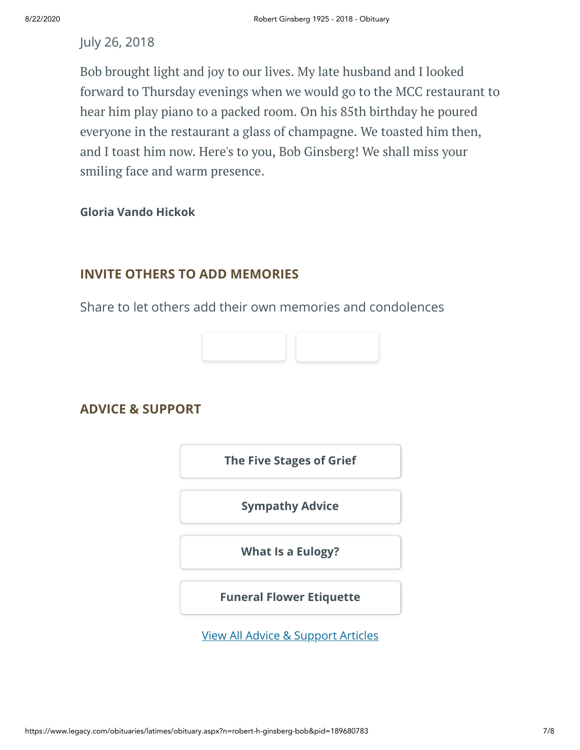July 26, 2018

Bob brought light and joy to our lives. My late husband and I looked forward to Thursday evenings when we would go to the MCC restaurant to hear him play piano to a packed room. On his 85th birthday he poured everyone in the restaurant a glass of champagne. We toasted him then, and I toast him now. Here's to you, Bob Ginsberg! We shall miss your smiling face and warm presence.

**Gloria Vando Hickok**

## INVITE OTHERS TO ADD MEMORIES

Share to let others add their own memories and condolences

## ADVICE & SUPPORT

**The Five Stages of Grief**

**Sympathy Advice**

**What Is a Eulogy?**

**Funeral Flower Etiquette**

View All Advice & Support Articles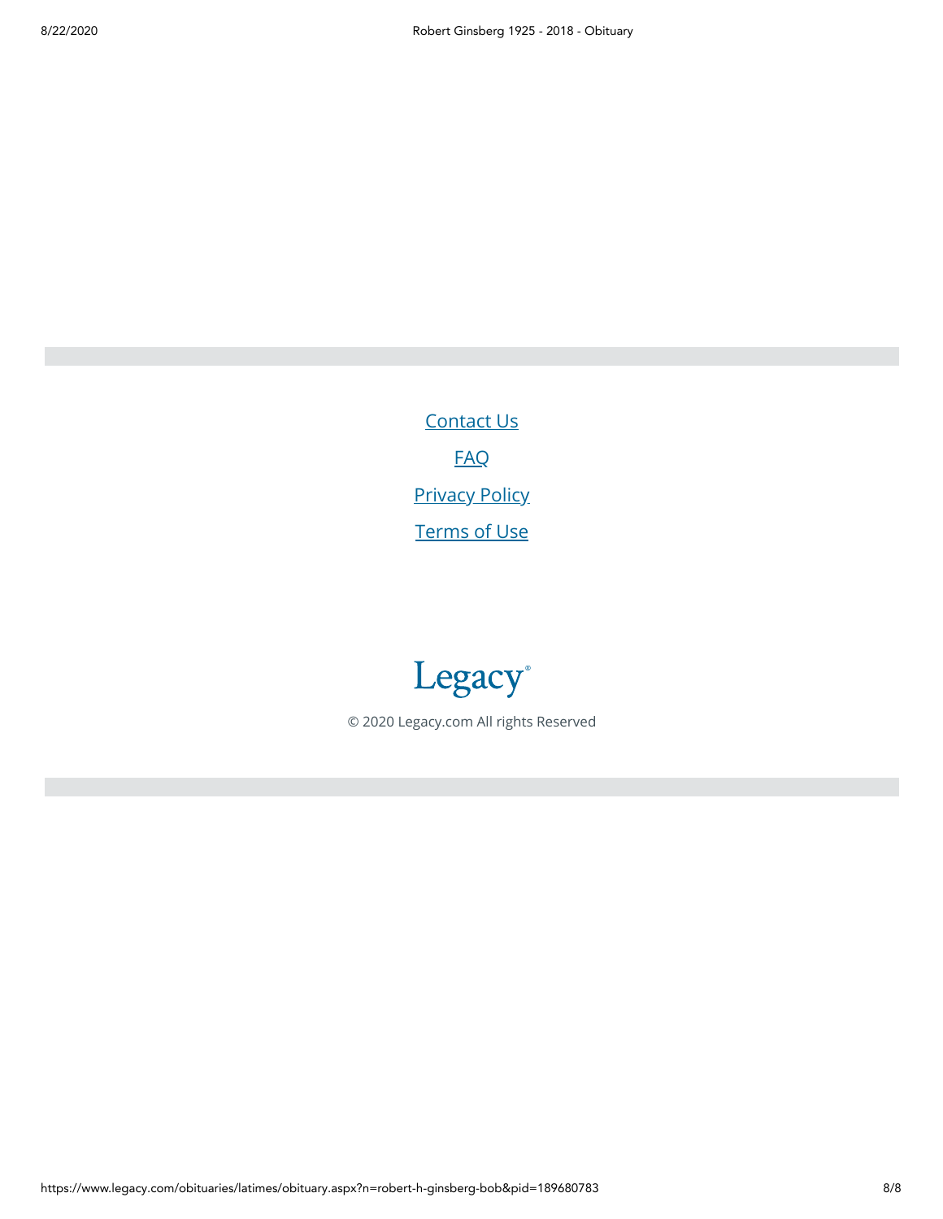Contact Us

FAQ

Privacy Policy

Terms of Use

Legacy®

© 2020 Legacy.com All rights Reserved